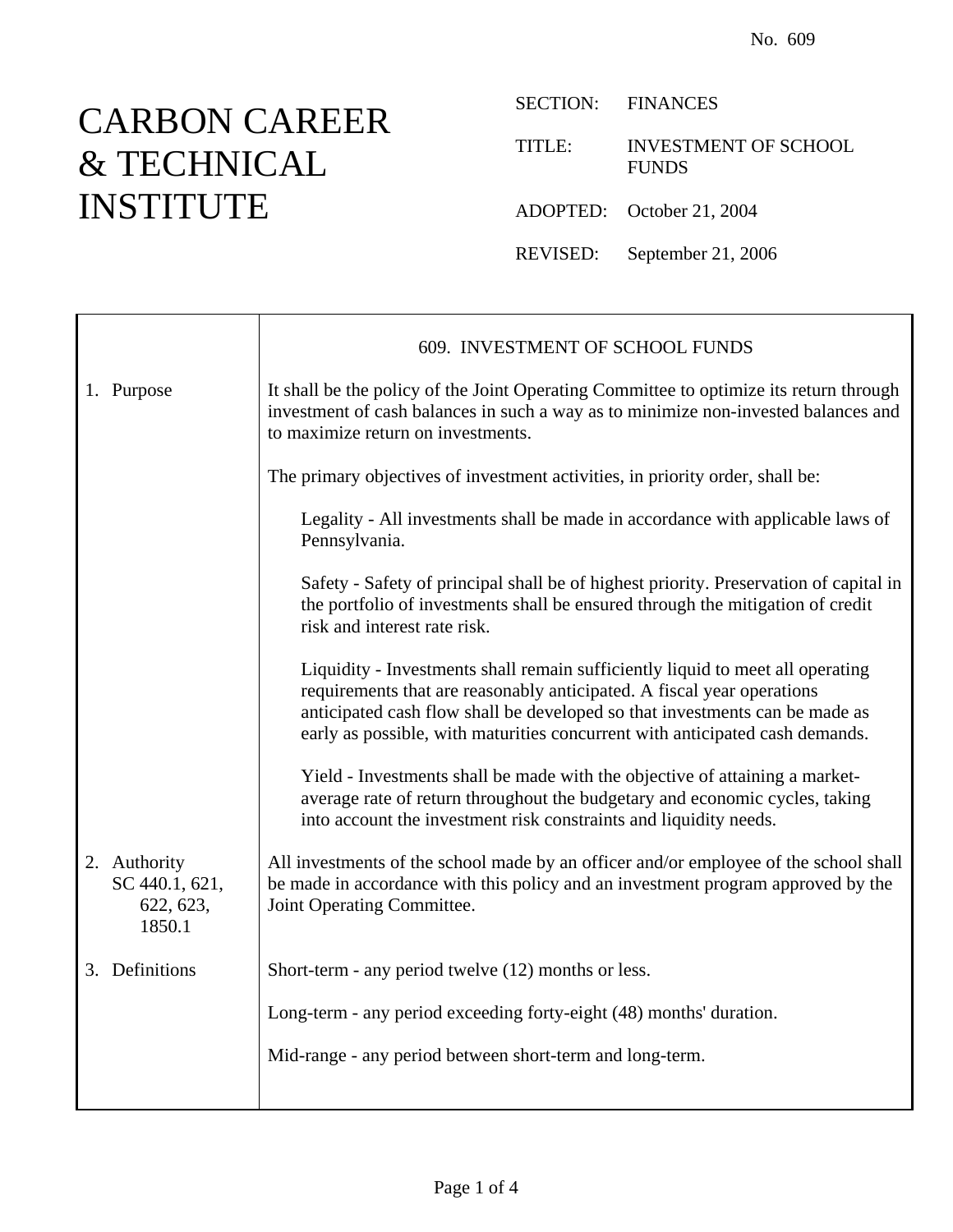No. 609

# CARBON CAREER & TECHNICAL INSTITUTE

SECTION: FINANCES

TITLE: INVESTMENT OF SCHOOL FUNDS

ADOPTED: October 21, 2004

REVISED: September 21, 2006

## 609. INVESTMENT OF SCHOOL FUNDS

### 1. Purpose

It shall be the policy of the Joint Operating Committee to optimize its return through investment of cash balances in such a way as to minimize non-invested balances and to maximize return on investments.

The primary objectives of investment activities, in priority order, shall be:

Legality - All investments shall be made in accordance with applicable laws of Pennsylvania.

Safety - Safety of principal shall be of highest priority. Preservation of capital in the portfolio of investments shall be ensured through the mitigation of credit risk and interest rate risk.

Liquidity - Investments shall remain sufficiently liquid to meet all operating requirements that are reasonably anticipated. A fiscal year operations anticipated cash flow shall be developed so that investments can be made as early as possible, with maturities concurrent with anticipated cash demands.

Yield - Investments shall be made with the objective of attaining a market-average rate of return throughout the budgetary and economic cycles, taking into account the investment risk constraints and liquidity needs.

### 2. Authority

SC 440.1, 621, 622, 623, 1850.1

All investments of the school made by an officer and/or employee of the school shall be made in accordance with this policy and an investment program approved by the Joint Operating Committee.

### 3. Definitions

Short-term - any period twelve (12) months or less.

Long-term - any period exceeding forty-eight (48) months' duration.

Mid-range - any period between short-term and long-term.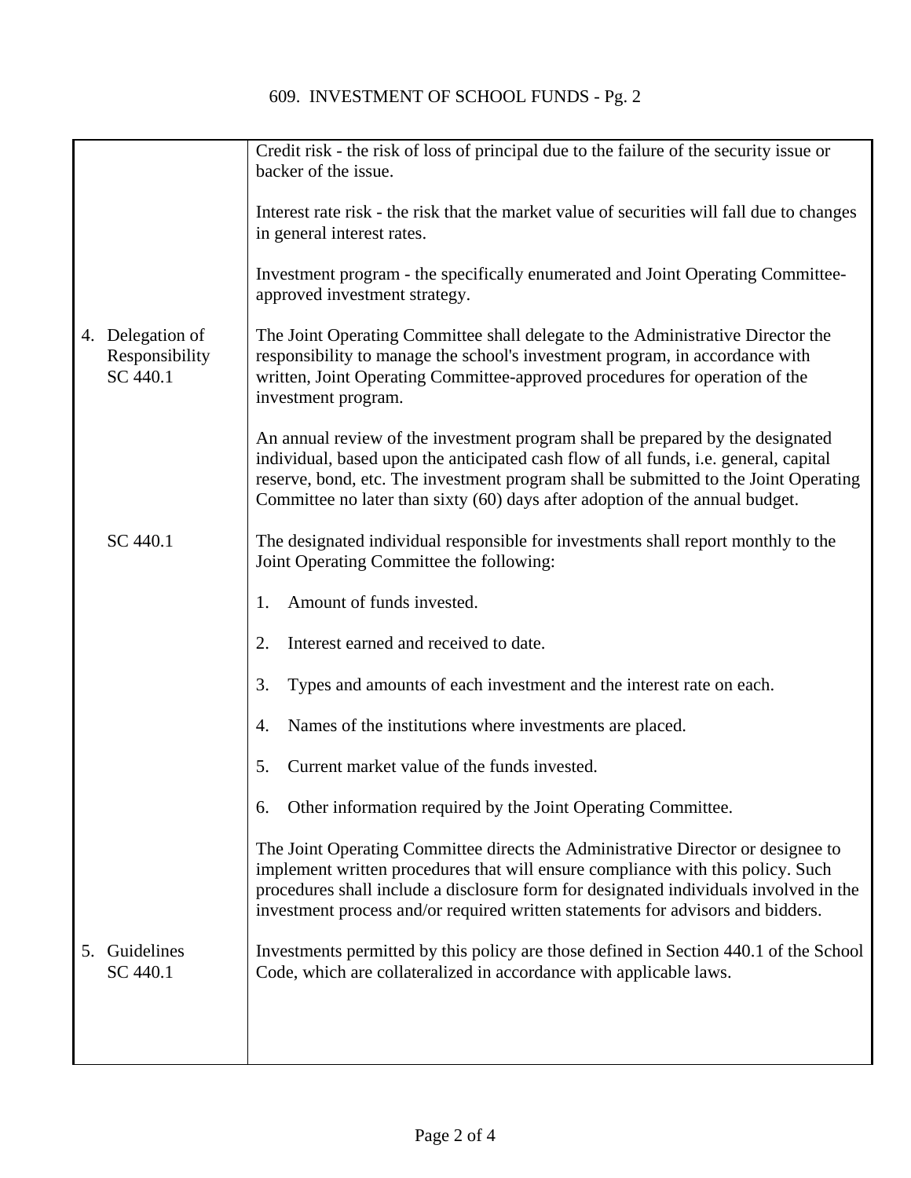Credit risk - the risk of loss of principal due to the failure of the security issue or backer of the issue.

Interest rate risk - the risk that the market value of securities will fall due to changes in general interest rates.

Investment program - the specifically enumerated and Joint Operating Committee-approved investment strategy.

**4. Delegation of Responsibility**
SC 440.1

The Joint Operating Committee shall delegate to the Administrative Director the responsibility to manage the school's investment program, in accordance with written, Joint Operating Committee-approved procedures for operation of the investment program.

An annual review of the investment program shall be prepared by the designated individual, based upon the anticipated cash flow of all funds, i.e. general, capital reserve, bond, etc. The investment program shall be submitted to the Joint Operating Committee no later than sixty (60) days after adoption of the annual budget.

SC 440.1

The designated individual responsible for investments shall report monthly to the Joint Operating Committee the following:

1. Amount of funds invested.

2. Interest earned and received to date.

3. Types and amounts of each investment and the interest rate on each.

4. Names of the institutions where investments are placed.

5. Current market value of the funds invested.

6. Other information required by the Joint Operating Committee.

The Joint Operating Committee directs the Administrative Director or designee to implement written procedures that will ensure compliance with this policy. Such procedures shall include a disclosure form for designated individuals involved in the investment process and/or required written statements for advisors and bidders.

**5. Guidelines**
SC 440.1

Investments permitted by this policy are those defined in Section 440.1 of the School Code, which are collateralized in accordance with applicable laws.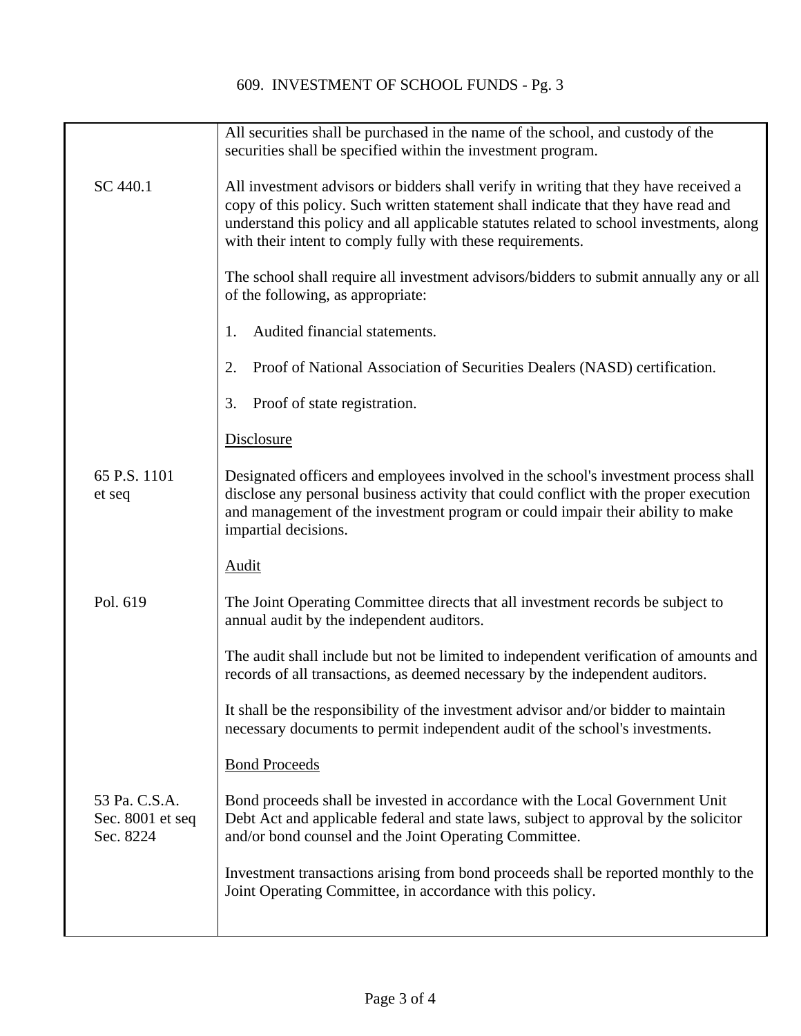All securities shall be purchased in the name of the school, and custody of the securities shall be specified within the investment program.

SC 440.1

All investment advisors or bidders shall verify in writing that they have received a copy of this policy. Such written statement shall indicate that they have read and understand this policy and all applicable statutes related to school investments, along with their intent to comply fully with these requirements.

The school shall require all investment advisors/bidders to submit annually any or all of the following, as appropriate:

1. Audited financial statements.
2. Proof of National Association of Securities Dealers (NASD) certification.
3. Proof of state registration.

Disclosure

65 P.S. 1101 et seq

Designated officers and employees involved in the school's investment process shall disclose any personal business activity that could conflict with the proper execution and management of the investment program or could impair their ability to make impartial decisions.

Audit

Pol. 619

The Joint Operating Committee directs that all investment records be subject to annual audit by the independent auditors.

The audit shall include but not be limited to independent verification of amounts and records of all transactions, as deemed necessary by the independent auditors.

It shall be the responsibility of the investment advisor and/or bidder to maintain necessary documents to permit independent audit of the school's investments.

Bond Proceeds

53 Pa. C.S.A. Sec. 8001 et seq Sec. 8224

Bond proceeds shall be invested in accordance with the Local Government Unit Debt Act and applicable federal and state laws, subject to approval by the solicitor and/or bond counsel and the Joint Operating Committee.

Investment transactions arising from bond proceeds shall be reported monthly to the Joint Operating Committee, in accordance with this policy.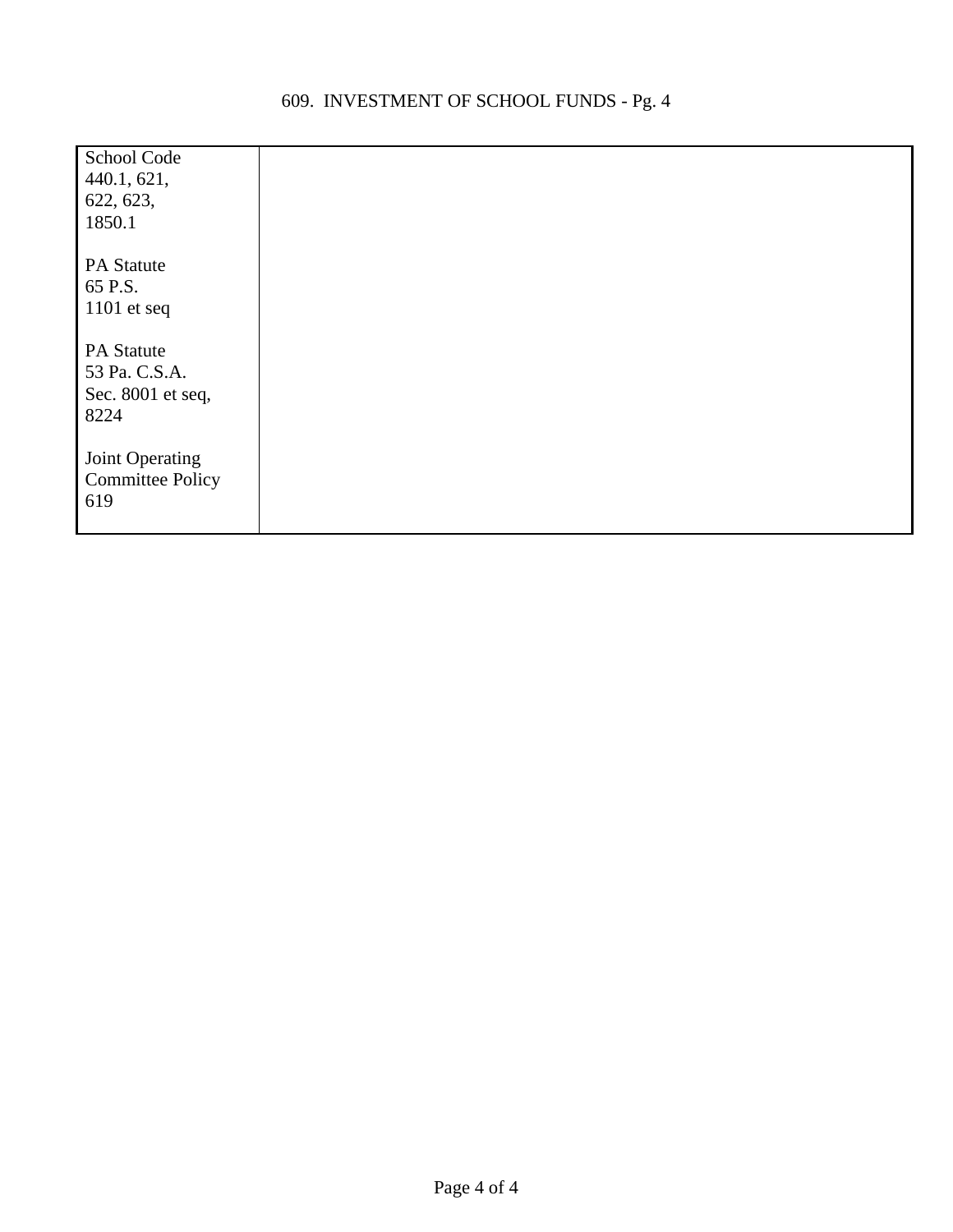| | |
|---|---|
| School Code 440.1, 621, 622, 623, 1850.1<br><br>PA Statute 65 P.S. 1101 et seq<br><br>PA Statute 53 Pa. C.S.A. Sec. 8001 et seq, 8224<br><br>Joint Operating Committee Policy 619 | |